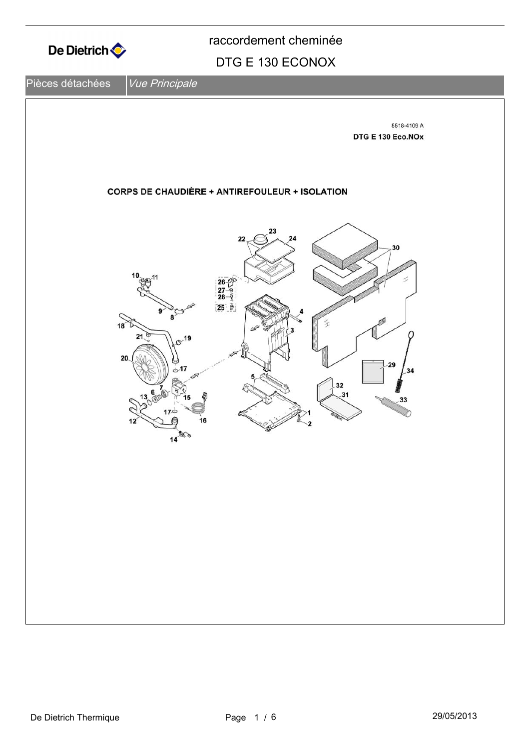# raccordement cheminée

## DTG E 130 ECONOX

Pièces détachées | *Vue Principale*

8518-4109 A

**DTG E 130 Eco.NOx**

**CORPS DE CHAUDIÈRE + ANTIREFOULEUR + ISOLATION**

1 2 3 4 5 6 7 8 9 10 11 12 13 14 15 16 17 18 19 20 21 22 23 24 25 26 27 28 29 30 31 32 33 34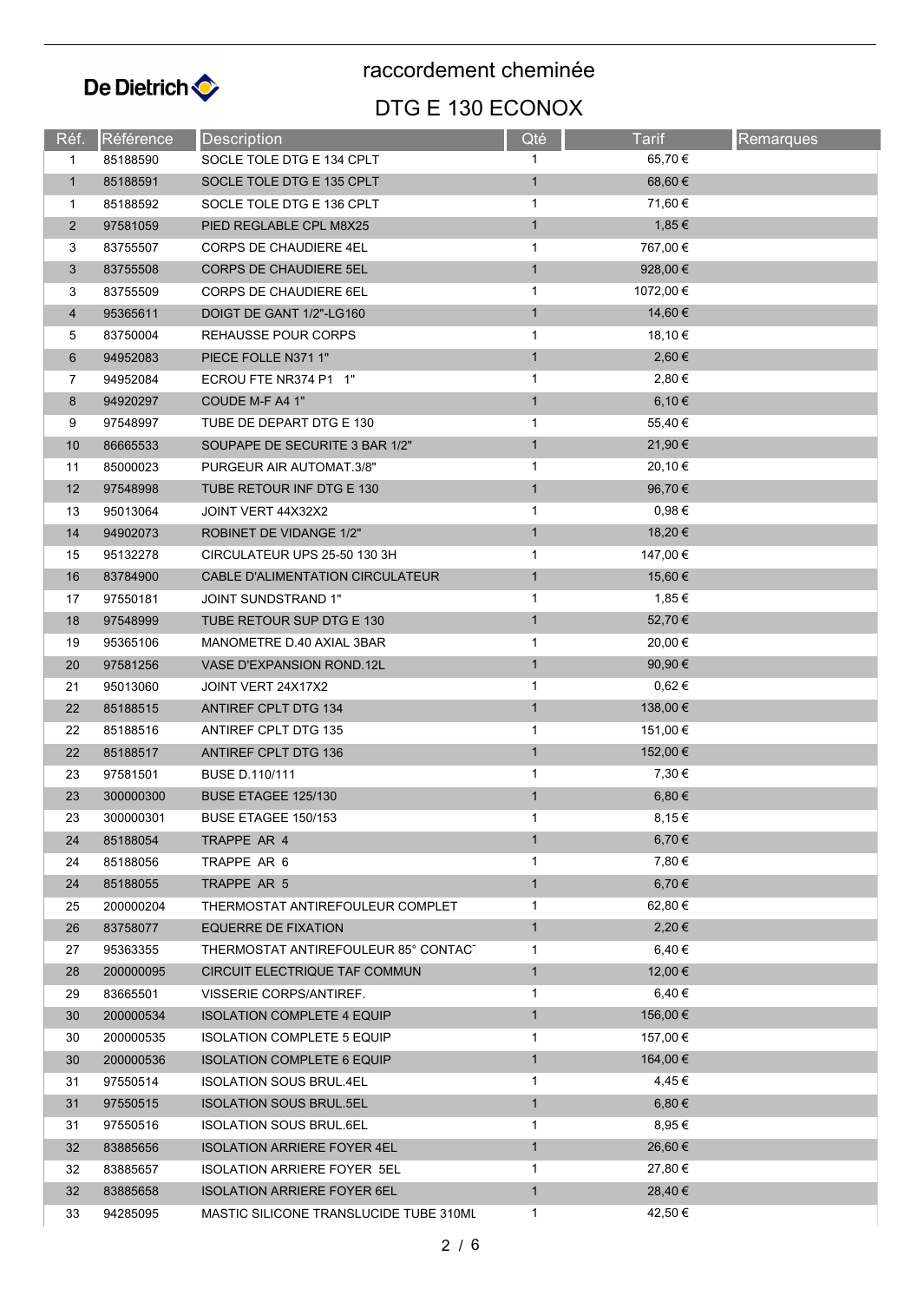# raccordement cheminée

## DTG E 130 ECONOX

| Réf. | Référence | Description | Qté | Tarif | Remarques |
|---|---|---|---|---|---|
| 1 | 85188590 | SOCLE TOLE DTG E 134 CPLT | 1 | 65,70 € | |
| 1 | 85188591 | SOCLE TOLE DTG E 135 CPLT | 1 | 68,60 € | |
| 1 | 85188592 | SOCLE TOLE DTG E 136 CPLT | 1 | 71,60 € | |
| 2 | 97581059 | PIED REGLABLE CPL M8X25 | 1 | 1,85 € | |
| 3 | 83755507 | CORPS DE CHAUDIERE 4EL | 1 | 767,00 € | |
| 3 | 83755508 | CORPS DE CHAUDIERE 5EL | 1 | 928,00 € | |
| 3 | 83755509 | CORPS DE CHAUDIERE 6EL | 1 | 1072,00 € | |
| 4 | 95365611 | DOIGT DE GANT 1/2"-LG160 | 1 | 14,60 € | |
| 5 | 83750004 | REHAUSSE POUR CORPS | 1 | 18,10 € | |
| 6 | 94952083 | PIECE FOLLE N371 1" | 1 | 2,60 € | |
| 7 | 94952084 | ECROU FTE NR374 P1 1" | 1 | 2,80 € | |
| 8 | 94920297 | COUDE M-F A4 1" | 1 | 6,10 € | |
| 9 | 97548997 | TUBE DE DEPART DTG E 130 | 1 | 55,40 € | |
| 10 | 86665533 | SOUPAPE DE SECURITE 3 BAR 1/2" | 1 | 21,90 € | |
| 11 | 85000023 | PURGEUR AIR AUTOMAT.3/8" | 1 | 20,10 € | |
| 12 | 97548998 | TUBE RETOUR INF DTG E 130 | 1 | 96,70 € | |
| 13 | 95013064 | JOINT VERT 44X32X2 | 1 | 0,98 € | |
| 14 | 94902073 | ROBINET DE VIDANGE 1/2" | 1 | 18,20 € | |
| 15 | 95132278 | CIRCULATEUR UPS 25-50 130 3H | 1 | 147,00 € | |
| 16 | 83784900 | CABLE D'ALIMENTATION CIRCULATEUR | 1 | 15,60 € | |
| 17 | 97550181 | JOINT SUNDSTRAND 1" | 1 | 1,85 € | |
| 18 | 97548999 | TUBE RETOUR SUP DTG E 130 | 1 | 52,70 € | |
| 19 | 95365106 | MANOMETRE D.40 AXIAL 3BAR | 1 | 20,00 € | |
| 20 | 97581256 | VASE D'EXPANSION ROND.12L | 1 | 90,90 € | |
| 21 | 95013060 | JOINT VERT 24X17X2 | 1 | 0,62 € | |
| 22 | 85188515 | ANTIREF CPLT DTG 134 | 1 | 138,00 € | |
| 22 | 85188516 | ANTIREF CPLT DTG 135 | 1 | 151,00 € | |
| 22 | 85188517 | ANTIREF CPLT DTG 136 | 1 | 152,00 € | |
| 23 | 97581501 | BUSE D.110/111 | 1 | 7,30 € | |
| 23 | 300000300 | BUSE ETAGEE 125/130 | 1 | 6,80 € | |
| 23 | 300000301 | BUSE ETAGEE 150/153 | 1 | 8,15 € | |
| 24 | 85188054 | TRAPPE AR 4 | 1 | 6,70 € | |
| 24 | 85188056 | TRAPPE AR 6 | 1 | 7,80 € | |
| 24 | 85188055 | TRAPPE AR 5 | 1 | 6,70 € | |
| 25 | 200000204 | THERMOSTAT ANTIREFOULEUR COMPLET | 1 | 62,80 € | |
| 26 | 83758077 | EQUERRE DE FIXATION | 1 | 2,20 € | |
| 27 | 95363355 | THERMOSTAT ANTIREFOULEUR 85° CONTACT | 1 | 6,40 € | |
| 28 | 200000095 | CIRCUIT ELECTRIQUE TAF COMMUN | 1 | 12,00 € | |
| 29 | 83665501 | VISSERIE CORPS/ANTIREF. | 1 | 6,40 € | |
| 30 | 200000534 | ISOLATION COMPLETE 4 EQUIP | 1 | 156,00 € | |
| 30 | 200000535 | ISOLATION COMPLETE 5 EQUIP | 1 | 157,00 € | |
| 30 | 200000536 | ISOLATION COMPLETE 6 EQUIP | 1 | 164,00 € | |
| 31 | 97550514 | ISOLATION SOUS BRUL.4EL | 1 | 4,45 € | |
| 31 | 97550515 | ISOLATION SOUS BRUL.5EL | 1 | 6,80 € | |
| 31 | 97550516 | ISOLATION SOUS BRUL.6EL | 1 | 8,95 € | |
| 32 | 83885656 | ISOLATION ARRIERE FOYER 4EL | 1 | 26,60 € | |
| 32 | 83885657 | ISOLATION ARRIERE FOYER 5EL | 1 | 27,80 € | |
| 32 | 83885658 | ISOLATION ARRIERE FOYER 6EL | 1 | 28,40 € | |
| 33 | 94285095 | MASTIC SILICONE TRANSLUCIDE TUBE 310ML | 1 | 42,50 € | |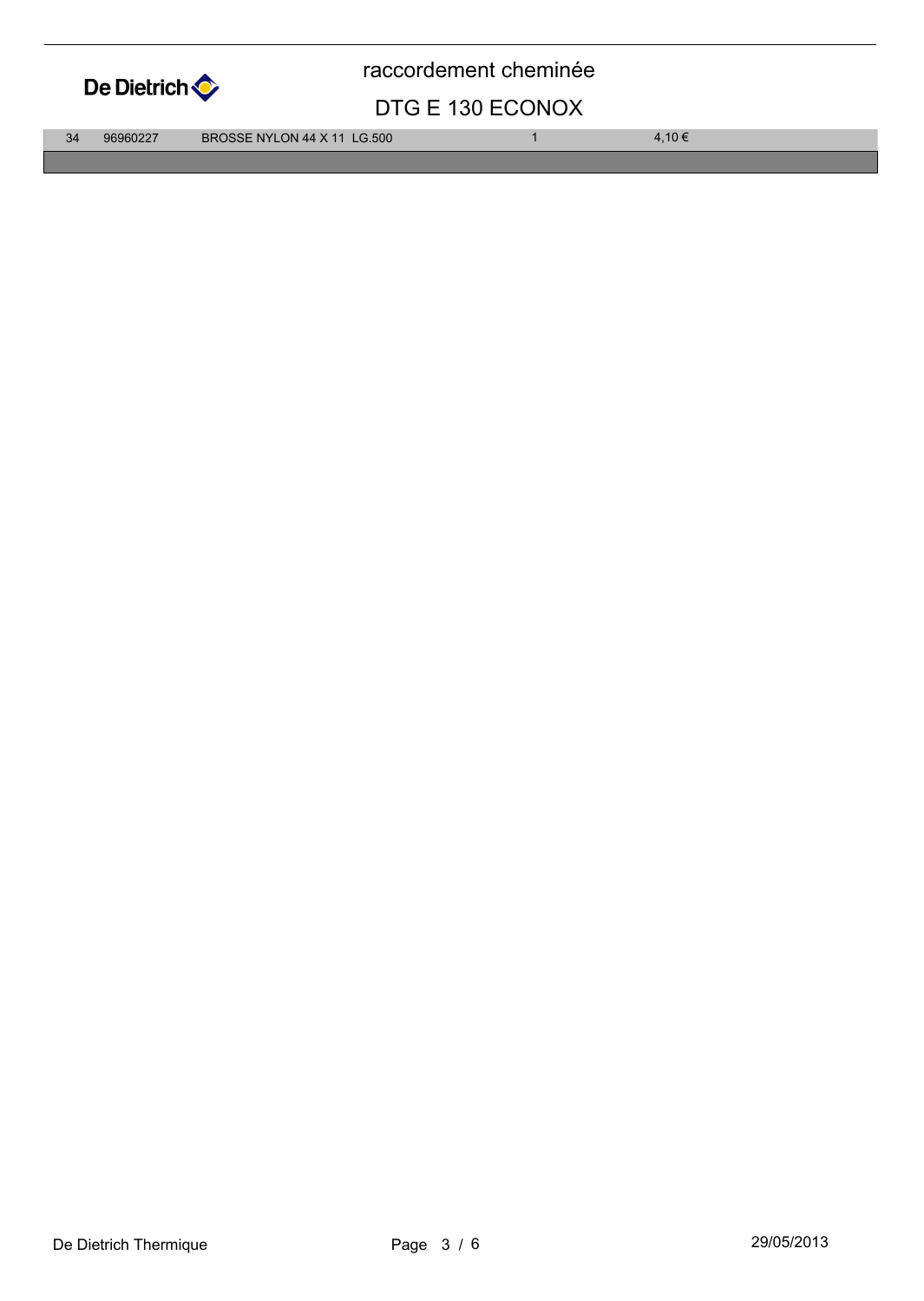# raccordement cheminée

## DTG E 130 ECONOX

| | | | | |
|---|---|---|---|---|
| 34 | 96960227 | BROSSE NYLON 44 X 11 LG.500 | 1 | 4,10 € |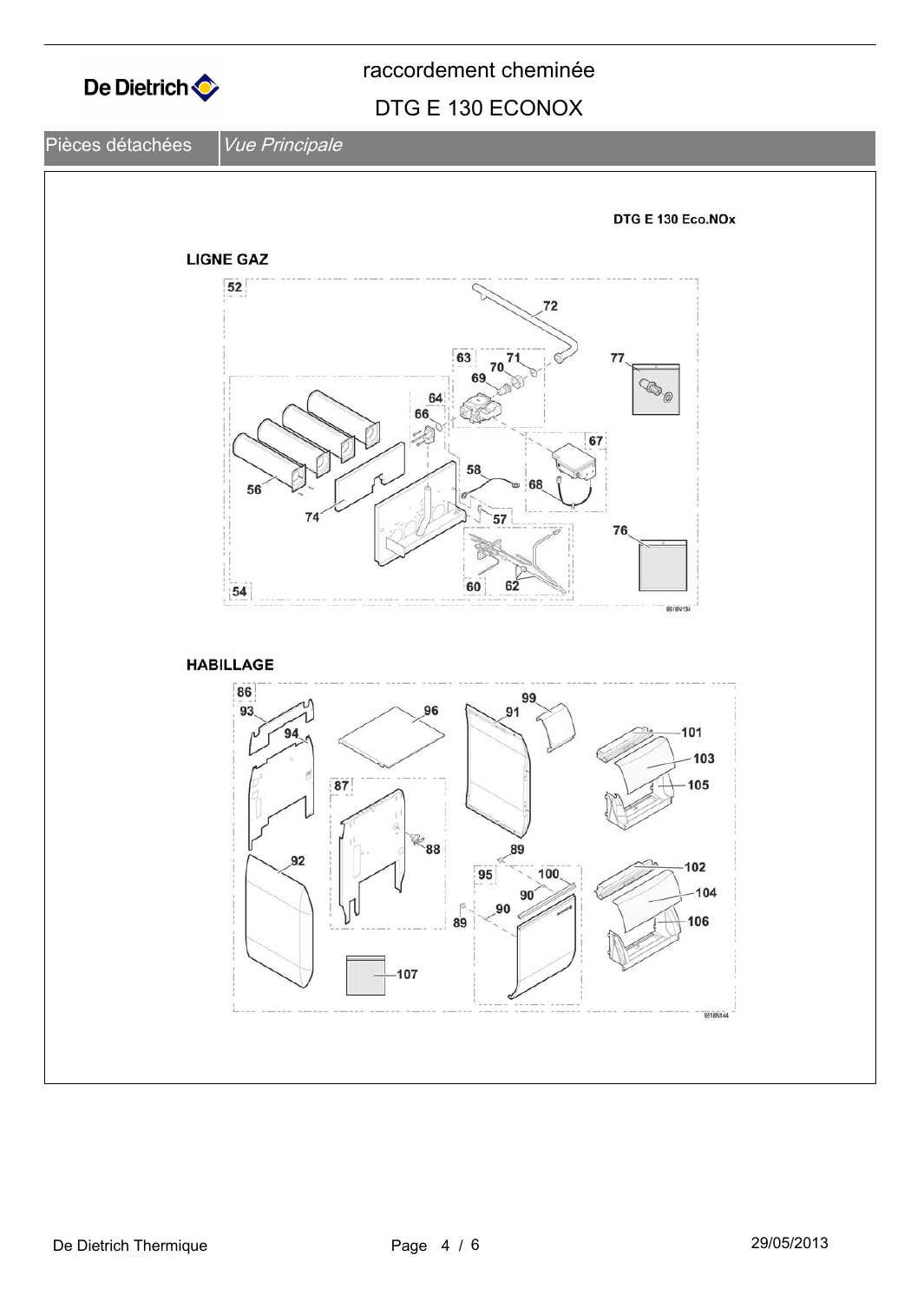raccordement cheminée

DTG E 130 ECONOX

Pièces détachées | *Vue Principale*

DTG E 130 Eco.NOx

**LIGNE GAZ**

52 72 63 71 70 69 77 64 66 67 58 68 56 74 57 76 60 62 54

8518N134

**HABILLAGE**

86 93 94 96 91 99 101 103 105 87 88 89 92 95 100 90 90 89 102 104 106 107

8518N144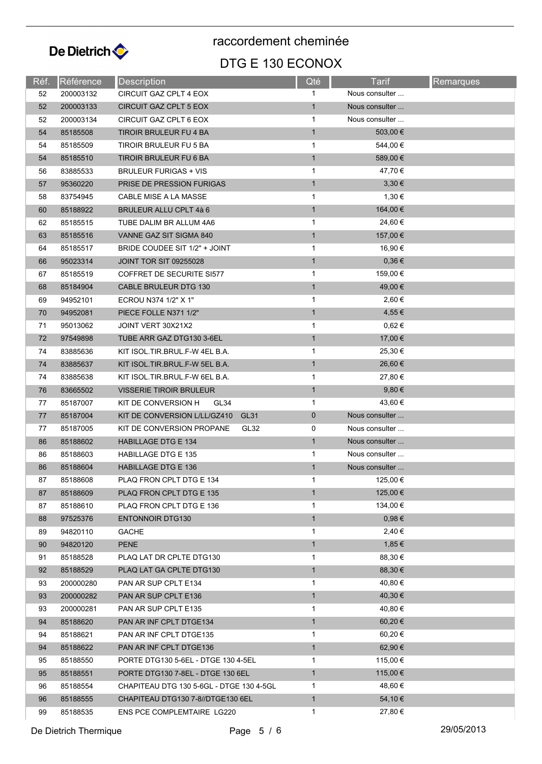# raccordement cheminée

## DTG E 130 ECONOX

| Réf. | Référence | Description | Qté | Tarif | Remarques |
|---|---|---|---|---|---|
| 52 | 200003132 | CIRCUIT GAZ CPLT 4 EOX | 1 | Nous consulter ... | |
| 52 | 200003133 | CIRCUIT GAZ CPLT 5 EOX | 1 | Nous consulter ... | |
| 52 | 200003134 | CIRCUIT GAZ CPLT 6 EOX | 1 | Nous consulter ... | |
| 54 | 85185508 | TIROIR BRULEUR FU 4 BA | 1 | 503,00 € | |
| 54 | 85185509 | TIROIR BRULEUR FU 5 BA | 1 | 544,00 € | |
| 54 | 85185510 | TIROIR BRULEUR FU 6 BA | 1 | 589,00 € | |
| 56 | 83885533 | BRULEUR FURIGAS + VIS | 1 | 47,70 € | |
| 57 | 95360220 | PRISE DE PRESSION FURIGAS | 1 | 3,30 € | |
| 58 | 83754945 | CABLE MISE A LA MASSE | 1 | 1,30 € | |
| 60 | 85188922 | BRULEUR ALLU CPLT 4à 6 | 1 | 164,00 € | |
| 62 | 85185515 | TUBE DALIM BR ALLUM 4A6 | 1 | 24,60 € | |
| 63 | 85185516 | VANNE GAZ SIT SIGMA 840 | 1 | 157,00 € | |
| 64 | 85185517 | BRIDE COUDEE SIT 1/2" + JOINT | 1 | 16,90 € | |
| 66 | 95023314 | JOINT TOR SIT 09255028 | 1 | 0,36 € | |
| 67 | 85185519 | COFFRET DE SECURITE SI577 | 1 | 159,00 € | |
| 68 | 85184904 | CABLE BRULEUR DTG 130 | 1 | 49,00 € | |
| 69 | 94952101 | ECROU N374 1/2" X 1" | 1 | 2,60 € | |
| 70 | 94952081 | PIECE FOLLE N371 1/2" | 1 | 4,55 € | |
| 71 | 95013062 | JOINT VERT 30X21X2 | 1 | 0,62 € | |
| 72 | 97549898 | TUBE ARR GAZ DTG130 3-6EL | 1 | 17,00 € | |
| 74 | 83885636 | KIT ISOL.TIR.BRUL.F-W 4EL B.A. | 1 | 25,30 € | |
| 74 | 83885637 | KIT ISOL.TIR.BRUL.F-W 5EL B.A. | 1 | 26,60 € | |
| 74 | 83885638 | KIT ISOL.TIR.BRUL.F-W 6EL B.A. | 1 | 27,80 € | |
| 76 | 83665502 | VISSERIE TIROIR BRULEUR | 1 | 9,80 € | |
| 77 | 85187007 | KIT DE CONVERSION H GL34 | 1 | 43,60 € | |
| 77 | 85187004 | KIT DE CONVERSION L/LL/GZ410 GL31 | 0 | Nous consulter ... | |
| 77 | 85187005 | KIT DE CONVERSION PROPANE GL32 | 0 | Nous consulter ... | |
| 86 | 85188602 | HABILLAGE DTG E 134 | 1 | Nous consulter ... | |
| 86 | 85188603 | HABILLAGE DTG E 135 | 1 | Nous consulter ... | |
| 86 | 85188604 | HABILLAGE DTG E 136 | 1 | Nous consulter ... | |
| 87 | 85188608 | PLAQ FRON CPLT DTG E 134 | 1 | 125,00 € | |
| 87 | 85188609 | PLAQ FRON CPLT DTG E 135 | 1 | 125,00 € | |
| 87 | 85188610 | PLAQ FRON CPLT DTG E 136 | 1 | 134,00 € | |
| 88 | 97525376 | ENTONNOIR DTG130 | 1 | 0,98 € | |
| 89 | 94820110 | GACHE | 1 | 2,40 € | |
| 90 | 94820120 | PENE | 1 | 1,85 € | |
| 91 | 85188528 | PLAQ LAT DR CPLTE DTG130 | 1 | 88,30 € | |
| 92 | 85188529 | PLAQ LAT GA CPLTE DTG130 | 1 | 88,30 € | |
| 93 | 200000280 | PAN AR SUP CPLT E134 | 1 | 40,80 € | |
| 93 | 200000282 | PAN AR SUP CPLT E136 | 1 | 40,30 € | |
| 93 | 200000281 | PAN AR SUP CPLT E135 | 1 | 40,80 € | |
| 94 | 85188620 | PAN AR INF CPLT DTGE134 | 1 | 60,20 € | |
| 94 | 85188621 | PAN AR INF CPLT DTGE135 | 1 | 60,20 € | |
| 94 | 85188622 | PAN AR INF CPLT DTGE136 | 1 | 62,90 € | |
| 95 | 85188550 | PORTE DTG130 5-6EL - DTGE 130 4-5EL | 1 | 115,00 € | |
| 95 | 85188551 | PORTE DTG130 7-8EL - DTGE 130 6EL | 1 | 115,00 € | |
| 96 | 85188554 | CHAPITEAU DTG 130 5-6GL - DTGE 130 4-5GL | 1 | 48,60 € | |
| 96 | 85188555 | CHAPITEAU DTG130 7-8//DTGE130 6EL | 1 | 54,10 € | |
| 99 | 85188535 | ENS PCE COMPLEMTAIRE LG220 | 1 | 27,80 € | |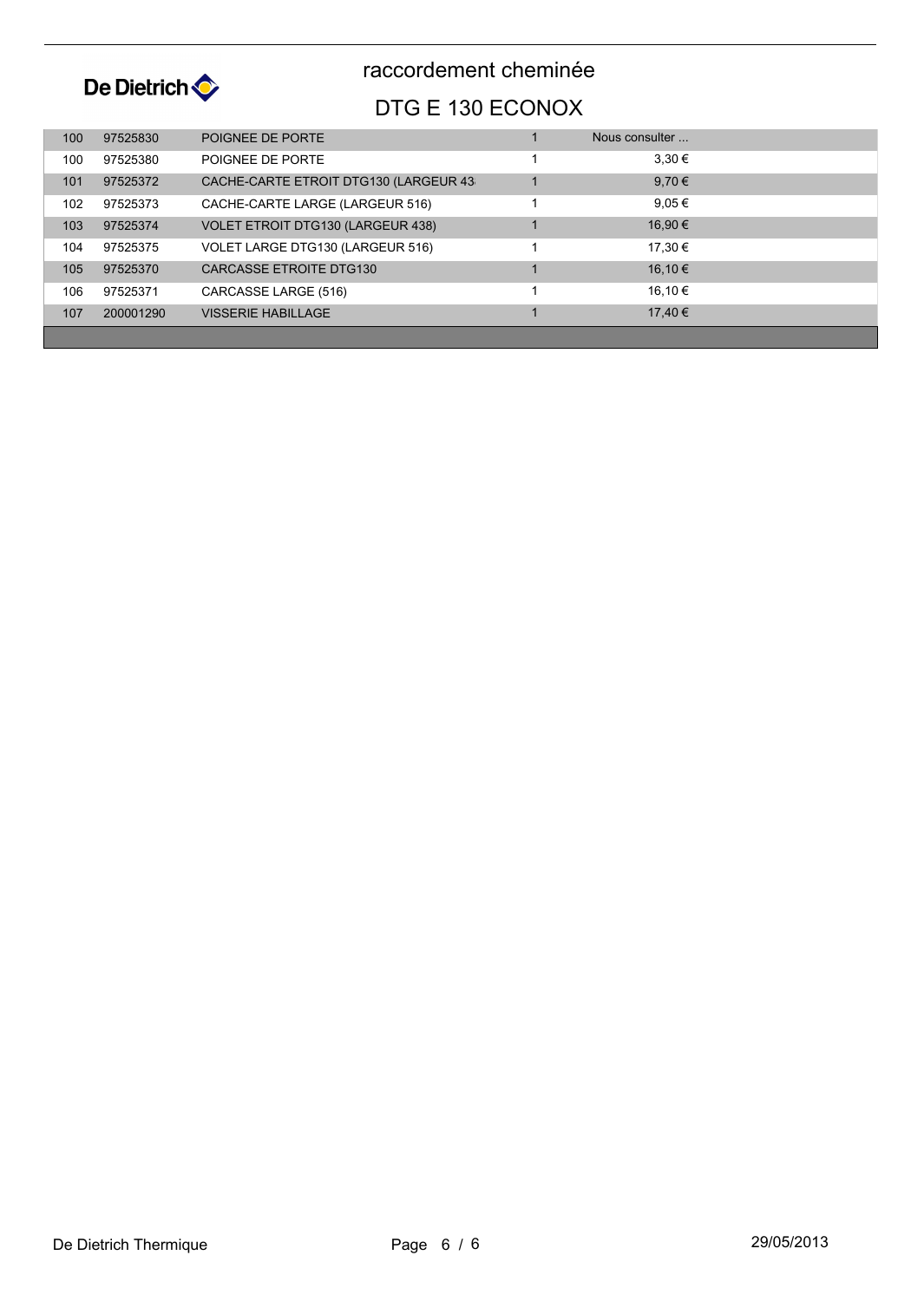# raccordement cheminée

## DTG E 130 ECONOX

| | | | | |
|---|---|---|---|---|
| 100 | 97525830 | POIGNEE DE PORTE | 1 | Nous consulter ... |
| 100 | 97525380 | POIGNEE DE PORTE | 1 | 3,30 € |
| 101 | 97525372 | CACHE-CARTE ETROIT DTG130 (LARGEUR 43 | 1 | 9,70 € |
| 102 | 97525373 | CACHE-CARTE LARGE (LARGEUR 516) | 1 | 9,05 € |
| 103 | 97525374 | VOLET ETROIT DTG130 (LARGEUR 438) | 1 | 16,90 € |
| 104 | 97525375 | VOLET LARGE DTG130 (LARGEUR 516) | 1 | 17,30 € |
| 105 | 97525370 | CARCASSE ETROITE DTG130 | 1 | 16,10 € |
| 106 | 97525371 | CARCASSE LARGE (516) | 1 | 16,10 € |
| 107 | 200001290 | VISSERIE HABILLAGE | 1 | 17,40 € |

De Dietrich Thermique

29/05/2013